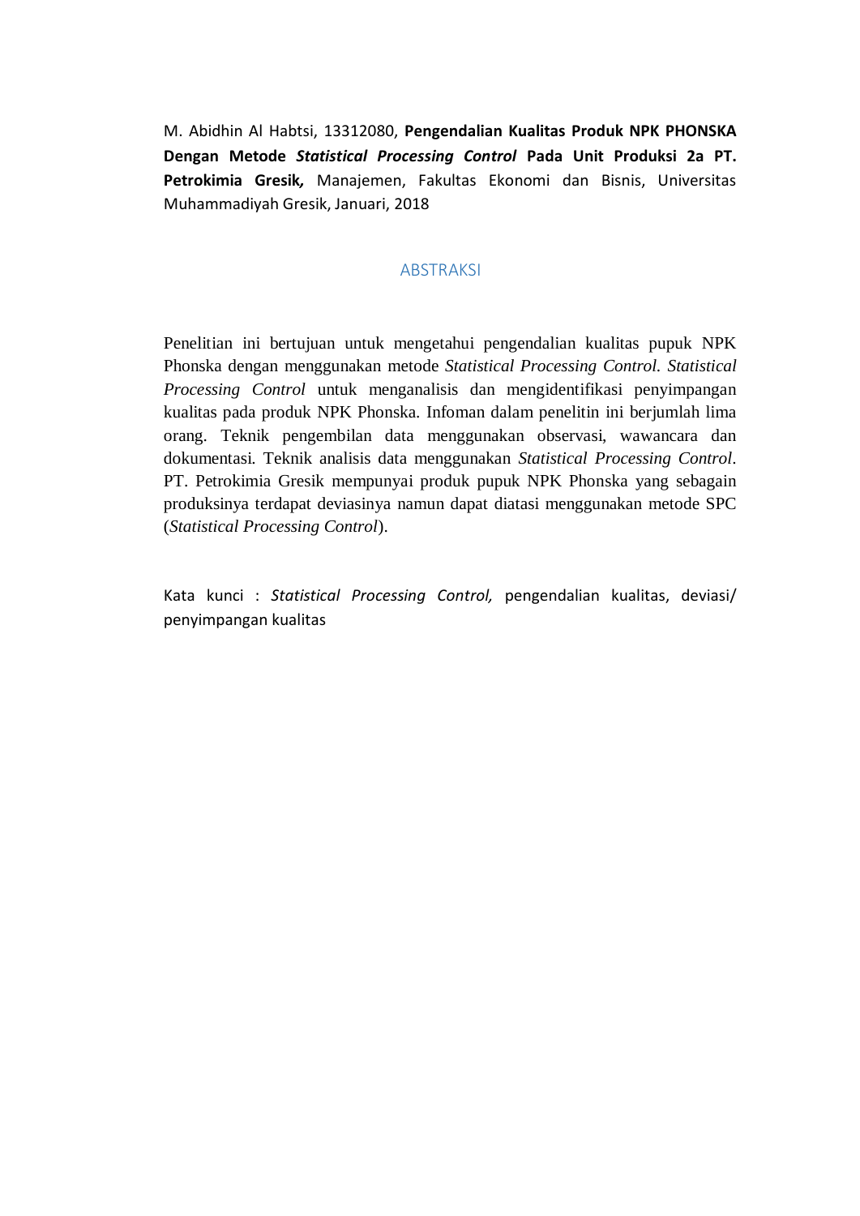M. Abidhin Al Habtsi, 13312080, **Pengendalian Kualitas Produk NPK PHONSKA Dengan Metode *Statistical Processing Control* Pada Unit Produksi 2a PT. Petrokimia Gresik,** Manajemen, Fakultas Ekonomi dan Bisnis, Universitas Muhammadiyah Gresik, Januari, 2018

## ABSTRAKSI

Penelitian ini bertujuan untuk mengetahui pengendalian kualitas pupuk NPK Phonska dengan menggunakan metode *Statistical Processing Control. Statistical Processing Control* untuk menganalisis dan mengidentifikasi penyimpangan kualitas pada produk NPK Phonska. Infoman dalam penelitin ini berjumlah lima orang. Teknik pengembilan data menggunakan observasi, wawancara dan dokumentasi. Teknik analisis data menggunakan *Statistical Processing Control*. PT. Petrokimia Gresik mempunyai produk pupuk NPK Phonska yang sebagain produksinya terdapat deviasinya namun dapat diatasi menggunakan metode SPC (*Statistical Processing Control*).

Kata kunci : *Statistical Processing Control,* pengendalian kualitas, deviasi/ penyimpangan kualitas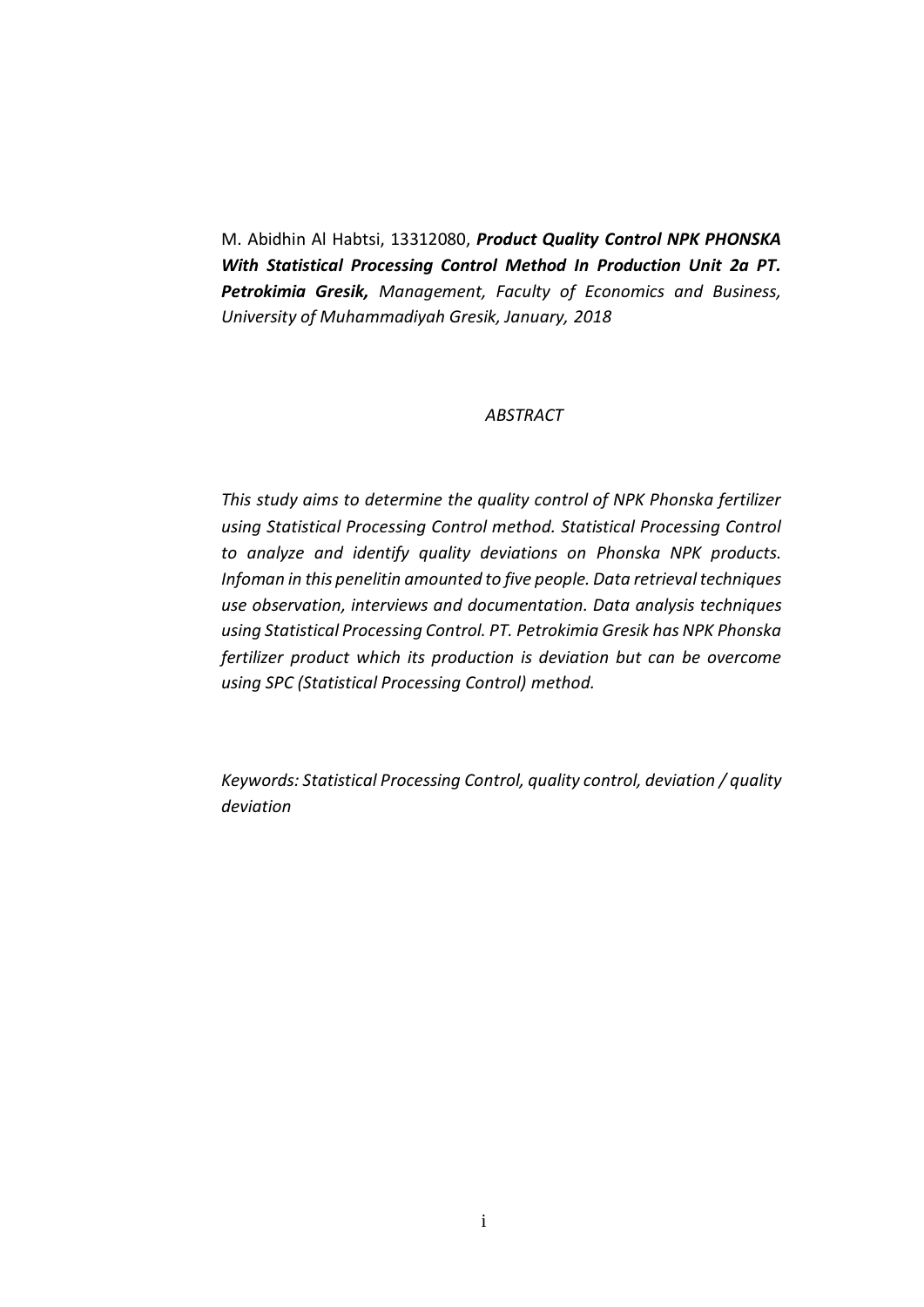M. Abidhin Al Habtsi, 13312080, ***Product Quality Control NPK PHONSKA With Statistical Processing Control Method In Production Unit 2a PT. Petrokimia Gresik,*** *Management, Faculty of Economics and Business, University of Muhammadiyah Gresik, January, 2018*

*ABSTRACT*

*This study aims to determine the quality control of NPK Phonska fertilizer using Statistical Processing Control method. Statistical Processing Control to analyze and identify quality deviations on Phonska NPK products. Infoman in this penelitin amounted to five people. Data retrieval techniques use observation, interviews and documentation. Data analysis techniques using Statistical Processing Control. PT. Petrokimia Gresik has NPK Phonska fertilizer product which its production is deviation but can be overcome using SPC (Statistical Processing Control) method.*

*Keywords: Statistical Processing Control, quality control, deviation / quality deviation*